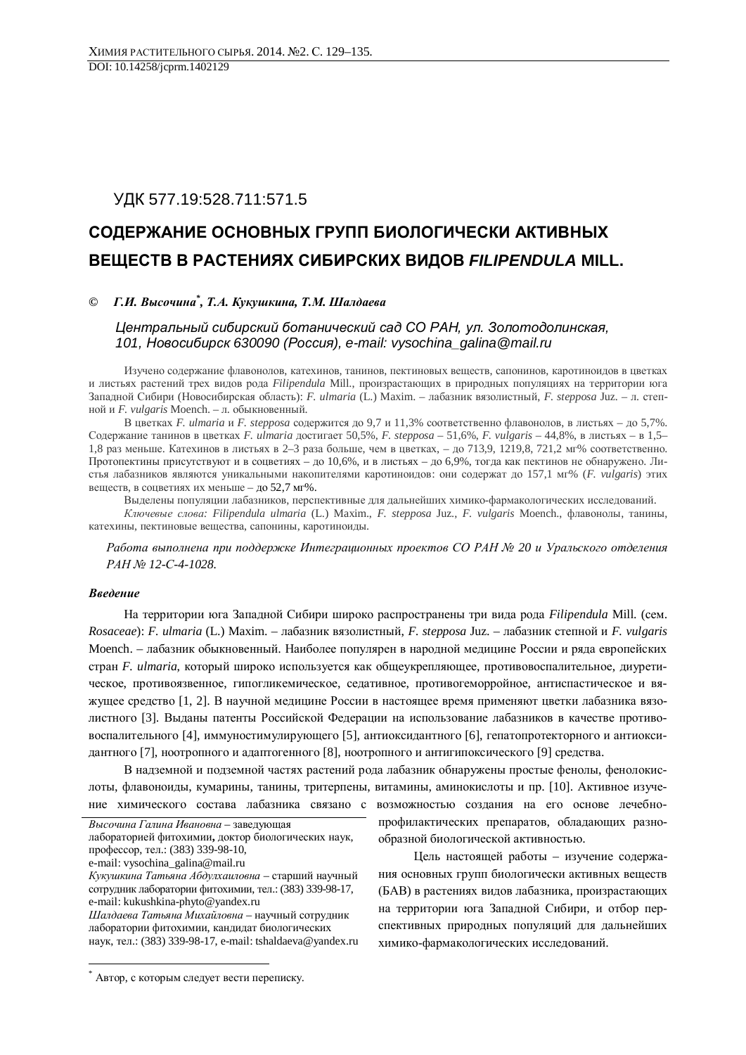DOI: 10.14258/jcprm.1402129

УДК 577.19:528.711:571.5

# СОДЕРЖАНИЕ ОСНОВНЫХ ГРУПП БИОЛОГИЧЕСКИ АКТИВНЫХ ВЕЩЕСТВ В РАСТЕНИЯХ СИБИРСКИХ ВИДОВ *FILIPENDULA* MILL.

© ***Г.И. Высочина*[*], *Т.А. Кукушкина, Т.М. Шалдаева***

*Центральный сибирский ботанический сад СО РАН, ул. Золотодолинская, 101, Новосибирск 630090 (Россия), e-mail: vysochina_galina@mail.ru*

Изучено содержание флавонолов, катехинов, танинов, пектиновых веществ, сапонинов, каротиноидов в цветках и листьях растений трех видов рода *Filipendula* Mill., произрастающих в природных популяциях на территории юга Западной Сибири (Новосибирская область): *F. ulmaria* (L.) Maxim. – лабазник вязолистный, *F. stepposa* Juz. – л. степной и *F. vulgaris* Moench. – л. обыкновенный.

В цветках *F. ulmaria* и *F. stepposa* содержится до 9,7 и 11,3% соответственно флавонолов, в листьях – до 5,7%. Содержание танинов в цветках *F. ulmaria* достигает 50,5%, *F. stepposa* – 51,6%, *F. vulgaris* – 44,8%, в листьях – в 1,5–1,8 раз меньше. Катехинов в листьях в 2–3 раза больше, чем в цветках, – до 713,9, 1219,8, 721,2 мг% соответственно. Протопектины присутствуют и в соцветиях – до 10,6%, и в листьях – до 6,9%, тогда как пектинов не обнаружено. Листья лабазников являются уникальными накопителями каротиноидов: они содержат до 157,1 мг% (*F. vulgaris*) этих веществ, в соцветиях их меньше – до 52,7 мг%.

Выделены популяции лабазников, перспективные для дальнейших химико-фармакологических исследований.

*Ключевые слова: Filipendula ulmaria* (L.) Maxim., *F. stepposa* Juz., *F. vulgaris* Moench., флавонолы, танины, катехины, пектиновые вещества, сапонины, каротиноиды.

*Работа выполнена при поддержке Интеграционных проектов СО РАН № 20 и Уральского отделения РАН № 12-С-4-1028.*

## *Введение*

На территории юга Западной Сибири широко распространены три вида рода *Filipendula* Mill. (сем. *Rosaceae*): *F. ulmaria* (L.) Maxim. – лабазник вязолистный, *F. stepposa* Juz. – лабазник степной и *F. vulgaris* Moench. – лабазник обыкновенный. Наиболее популярен в народной медицине России и ряда европейских стран *F. ulmaria*, который широко используется как общеукрепляющее, противовоспалительное, диуретическое, противоязвенное, гипогликемическое, седативное, противогеморройное, антиспастическое и вяжущее средство [1, 2]. В научной медицине России в настоящее время применяют цветки лабазника вязолистного [3]. Выданы патенты Российской Федерации на использование лабазников в качестве противовоспалительного [4], иммуностимулирующего [5], антиоксидантного [6], гепатопротекторного и антиоксидантного [7], ноотропного и адаптогенного [8], ноотропного и антигипоксического [9] средства.

В надземной и подземной частях растений рода лабазник обнаружены простые фенолы, фенолокислоты, флавоноиды, кумарины, танины, тритерпены, витамины, аминокислоты и пр. [10]. Активное изучение химического состава лабазника связано с возможностью создания на его основе лечебно-профилактических препаратов, обладающих разнообразной биологической активностью.

Цель настоящей работы – изучение содержания основных групп биологически активных веществ (БАВ) в растениях видов лабазника, произрастающих на территории юга Западной Сибири, и отбор перспективных природных популяций для дальнейших химико-фармакологических исследований.

*Высочина Галина Ивановна* – заведующая лабораторией фитохимии, доктор биологических наук, профессор, тел.: (383) 339-98-10, e-mail: vysochina_galina@mail.ru
*Кукушкина Татьяна Абдулхаиловна* – старший научный сотрудник лаборатории фитохимии, тел.: (383) 339-98-17, e-mail: kukushkina-phyto@yandex.ru
*Шалдаева Татьяна Михайловна* – научный сотрудник лаборатории фитохимии, кандидат биологических наук, тел.: (383) 339-98-17, e-mail: tshaldaeva@yandex.ru

[*] Автор, с которым следует вести переписку.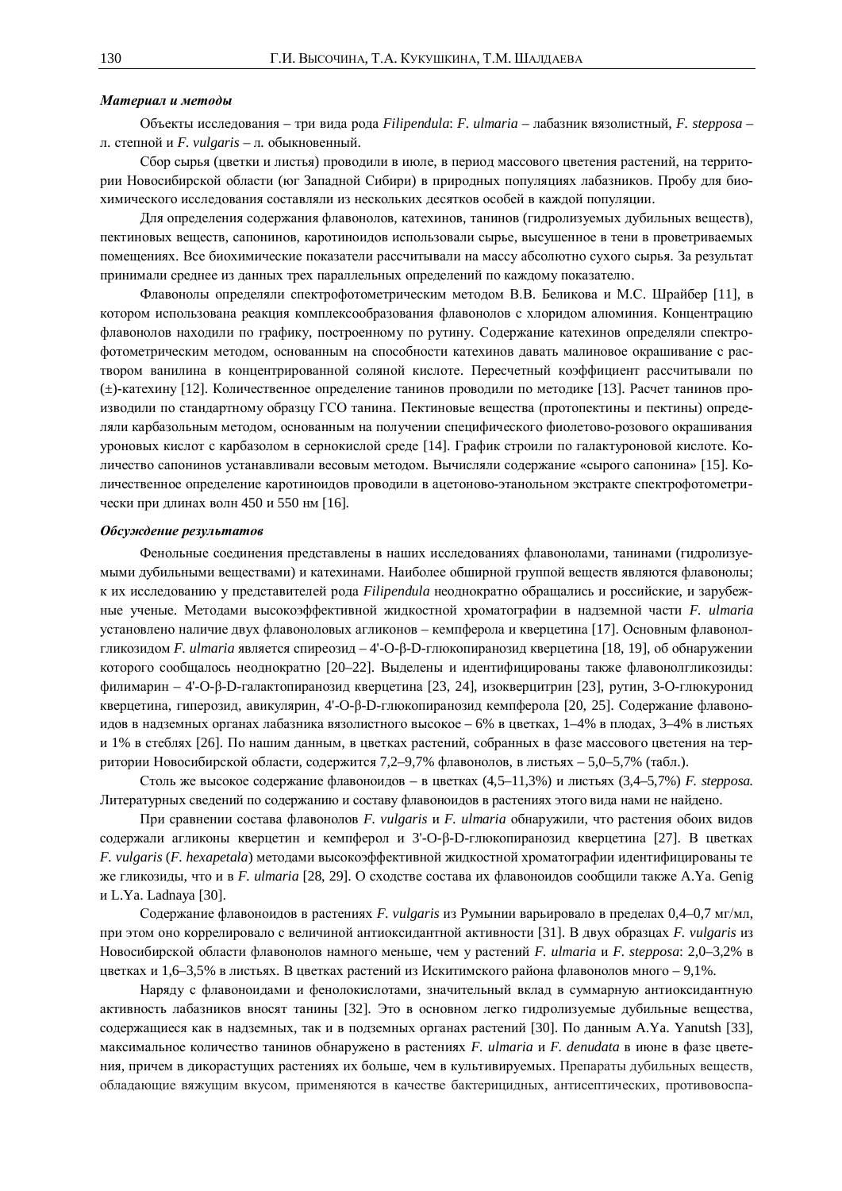***Материал и методы***

Объекты исследования – три вида рода *Filipendula*: *F. ulmaria* – лабазник вязолистный, *F. stepposa* – л. степной и *F. vulgaris* – л. обыкновенный.

Сбор сырья (цветки и листья) проводили в июле, в период массового цветения растений, на территории Новосибирской области (юг Западной Сибири) в природных популяциях лабазников. Пробу для биохимического исследования составляли из нескольких десятков особей в каждой популяции.

Для определения содержания флавонолов, катехинов, танинов (гидролизуемых дубильных веществ), пектиновых веществ, сапонинов, каротиноидов использовали сырье, высушенное в тени в проветриваемых помещениях. Все биохимические показатели рассчитывали на массу абсолютно сухого сырья. За результат принимали среднее из данных трех параллельных определений по каждому показателю.

Флавонолы определяли спектрофотометрическим методом В.В. Беликова и М.С. Шрайбер [11], в котором использована реакция комплексообразования флавонолов с хлоридом алюминия. Концентрацию флавонолов находили по графику, построенному по рутину. Содержание катехинов определяли спектрофотометрическим методом, основанным на способности катехинов давать малиновое окрашивание с раствором ванилина в концентрированной соляной кислоте. Пересчетный коэффициент рассчитывали по (±)-катехину [12]. Количественное определение танинов проводили по методике [13]. Расчет танинов производили по стандартному образцу ГСО танина. Пектиновые вещества (протопектины и пектины) определяли карбазольным методом, основанным на получении специфического фиолетово-розового окрашивания уроновых кислот с карбазолом в сернокислой среде [14]. График строили по галактуроновой кислоте. Количество сапонинов устанавливали весовым методом. Вычисляли содержание «сырого сапонина» [15]. Количественное определение каротиноидов проводили в ацетоново-этанольном экстракте спектрофотометрически при длинах волн 450 и 550 нм [16].

***Обсуждение результатов***

Фенольные соединения представлены в наших исследованиях флавонолами, танинами (гидролизуемыми дубильными веществами) и катехинами. Наиболее обширной группой веществ являются флавонолы; к их исследованию у представителей рода *Filipendula* неоднократно обращались и российские, и зарубежные ученые. Методами высокоэффективной жидкостной хроматографии в надземной части *F. ulmaria* установлено наличие двух флавоноловых агликонов – кемпферола и кверцетина [17]. Основным флавонолгликозидом *F. ulmaria* является спиреозид – 4'-O-β-D-глюкопиранозид кверцетина [18, 19], об обнаружении которого сообщалось неоднократно [20–22]. Выделены и идентифицированы также флавонолгликозиды: филимарин – 4'-O-β-D-галактопиранозид кверцетина [23, 24], изокверцитрин [23], рутин, 3-O-глюкуронид кверцетина, гиперозид, авикулярин, 4'-O-β-D-глюкопиранозид кемпферола [20, 25]. Содержание флавоноидов в надземных органах лабазника вязолистного высокое – 6% в цветках, 1–4% в плодах, 3–4% в листьях и 1% в стеблях [26]. По нашим данным, в цветках растений, собранных в фазе массового цветения на территории Новосибирской области, содержится 7,2–9,7% флавонолов, в листьях – 5,0–5,7% (табл.).

Столь же высокое содержание флавоноидов – в цветках (4,5–11,3%) и листьях (3,4–5,7%) *F. stepposa.* Литературных сведений по содержанию и составу флавоноидов в растениях этого вида нами не найдено.

При сравнении состава флавонолов *F. vulgaris* и *F. ulmaria* обнаружили, что растения обоих видов содержали агликоны кверцетин и кемпферол и 3'-O-β-D-глюкопиранозид кверцетина [27]. В цветках *F. vulgaris* (*F. hexapetala*) методами высокоэффективной жидкостной хроматографии идентифицированы те же гликозиды, что и в *F. ulmaria* [28, 29]. О сходстве состава их флавоноидов сообщили также A.Ya. Genig и L.Ya. Ladnaya [30].

Содержание флавоноидов в растениях *F. vulgaris* из Румынии варьировало в пределах 0,4–0,7 мг/мл, при этом оно коррелировало с величиной антиоксидантной активности [31]. В двух образцах *F. vulgaris* из Новосибирской области флавонолов намного меньше, чем у растений *F. ulmaria* и *F. stepposa*: 2,0–3,2% в цветках и 1,6–3,5% в листьях. В цветках растений из Искитимского района флавонолов много – 9,1%.

Наряду с флавоноидами и фенолокислотами, значительный вклад в суммарную антиоксидантную активность лабазников вносят танины [32]. Это в основном легко гидролизуемые дубильные вещества, содержащиеся как в надземных, так и в подземных органах растений [30]. По данным A.Ya. Yanutsh [33], максимальное количество танинов обнаружено в растениях *F. ulmaria* и *F. denudata* в июне в фазе цветения, причем в дикорастущих растениях их больше, чем в культивируемых. Препараты дубильных веществ, обладающие вяжущим вкусом, применяются в качестве бактерицидных, антисептических, противовоспа-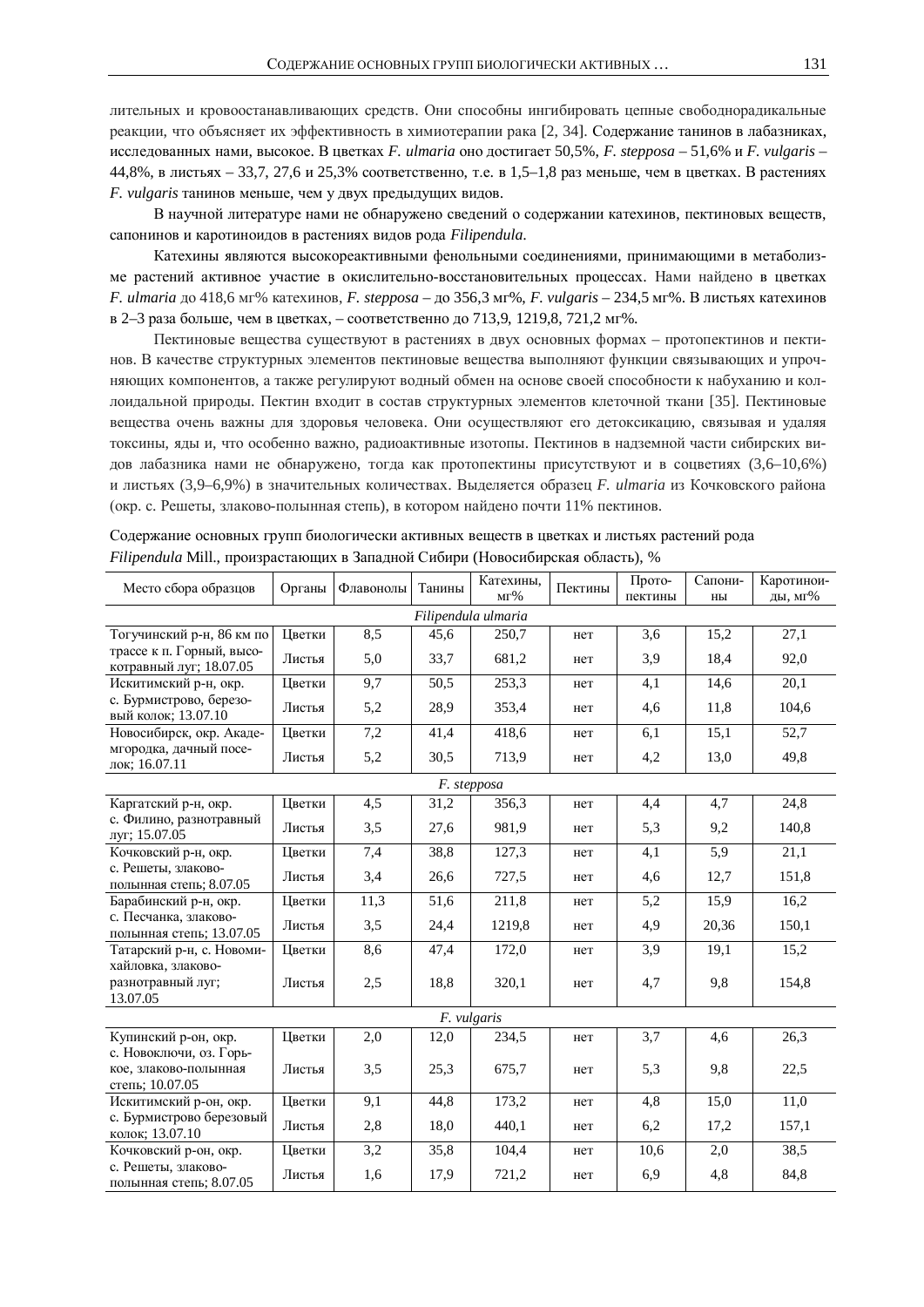лительных и кровоостанавливающих средств. Они способны ингибировать цепные свободнорадикальные реакции, что объясняет их эффективность в химиотерапии рака [2, 34]. Содержание танинов в лабазниках, исследованных нами, высокое. В цветках *F. ulmaria* оно достигает 50,5%, *F. stepposa* – 51,6% и *F. vulgaris* – 44,8%, в листьях – 33,7, 27,6 и 25,3% соответственно, т.е. в 1,5–1,8 раз меньше, чем в цветках. В растениях *F. vulgaris* танинов меньше, чем у двух предыдущих видов.

В научной литературе нами не обнаружено сведений о содержании катехинов, пектиновых веществ, сапонинов и каротиноидов в растениях видов рода *Filipendula*.

Катехины являются высокореактивными фенольными соединениями, принимающими в метаболизме растений активное участие в окислительно-восстановительных процессах. Нами найдено в цветках *F. ulmaria* до 418,6 мг% катехинов, *F. stepposa* – до 356,3 мг%, *F. vulgaris* – 234,5 мг%. В листьях катехинов в 2–3 раза больше, чем в цветках, – соответственно до 713,9, 1219,8, 721,2 мг%.

Пектиновые вещества существуют в растениях в двух основных формах – протопектинов и пектинов. В качестве структурных элементов пектиновые вещества выполняют функции связывающих и упрочняющих компонентов, а также регулируют водный обмен на основе своей способности к набуханию и коллоидальной природы. Пектин входит в состав структурных элементов клеточной ткани [35]. Пектиновые вещества очень важны для здоровья человека. Они осуществляют его детоксикацию, связывая и удаляя токсины, яды и, что особенно важно, радиоактивные изотопы. Пектинов в надземной части сибирских видов лабазника нами не обнаружено, тогда как протопектины присутствуют и в соцветиях (3,6–10,6%) и листьях (3,9–6,9%) в значительных количествах. Выделяется образец *F. ulmaria* из Кочковского района (окр. с. Решеты, злаково-полынная степь), в котором найдено почти 11% пектинов.

Содержание основных групп биологически активных веществ в цветках и листьях растений рода *Filipendula* Mill., произрастающих в Западной Сибири (Новосибирская область), %

| Место сбора образцов | Органы | Флавонолы | Танины | Катехины, мг% | Пектины | Протопектины | Сапонины | Каротиноиды, мг% |
|---|---|---|---|---|---|---|---|---|
| *Filipendula ulmaria* | | | | | | | | |
| Тогучинский р-н, 86 км по трассе к п. Горный, высокотравный луг; 18.07.05 | Цветки | 8,5 | 45,6 | 250,7 | нет | 3,6 | 15,2 | 27,1 |
| | Листья | 5,0 | 33,7 | 681,2 | нет | 3,9 | 18,4 | 92,0 |
| Искитимский р-н, окр. с. Бурмистрово, березовый колок; 13.07.10 | Цветки | 9,7 | 50,5 | 253,3 | нет | 4,1 | 14,6 | 20,1 |
| | Листья | 5,2 | 28,9 | 353,4 | нет | 4,6 | 11,8 | 104,6 |
| Новосибирск, окр. Академгородка, дачный поселок; 16.07.11 | Цветки | 7,2 | 41,4 | 418,6 | нет | 6,1 | 15,1 | 52,7 |
| | Листья | 5,2 | 30,5 | 713,9 | нет | 4,2 | 13,0 | 49,8 |
| *F. stepposa* | | | | | | | | |
| Каргатский р-н, окр. с. Филино, разнотравный луг; 15.07.05 | Цветки | 4,5 | 31,2 | 356,3 | нет | 4,4 | 4,7 | 24,8 |
| | Листья | 3,5 | 27,6 | 981,9 | нет | 5,3 | 9,2 | 140,8 |
| Кочковский р-н, окр. с. Решеты, злаково-полынная степь; 8.07.05 | Цветки | 7,4 | 38,8 | 127,3 | нет | 4,1 | 5,9 | 21,1 |
| | Листья | 3,4 | 26,6 | 727,5 | нет | 4,6 | 12,7 | 151,8 |
| Барабинский р-н, окр. с. Песчанка, злаково-полынная степь; 13.07.05 | Цветки | 11,3 | 51,6 | 211,8 | нет | 5,2 | 15,9 | 16,2 |
| | Листья | 3,5 | 24,4 | 1219,8 | нет | 4,9 | 20,36 | 150,1 |
| Татарский р-н, с. Новомихайловка, злаково-разнотравный луг; 13.07.05 | Цветки | 8,6 | 47,4 | 172,0 | нет | 3,9 | 19,1 | 15,2 |
| | Листья | 2,5 | 18,8 | 320,1 | нет | 4,7 | 9,8 | 154,8 |
| *F. vulgaris* | | | | | | | | |
| Купинский р-он, окр. с. Новоключи, оз. Горькое, злаково-полынная степь; 10.07.05 | Цветки | 2,0 | 12,0 | 234,5 | нет | 3,7 | 4,6 | 26,3 |
| | Листья | 3,5 | 25,3 | 675,7 | нет | 5,3 | 9,8 | 22,5 |
| Искитимский р-он, окр. с. Бурмистрово березовый колок; 13.07.10 | Цветки | 9,1 | 44,8 | 173,2 | нет | 4,8 | 15,0 | 11,0 |
| | Листья | 2,8 | 18,0 | 440,1 | нет | 6,2 | 17,2 | 157,1 |
| Кочковский р-он, окр. с. Решеты, злаково-полынная степь; 8.07.05 | Цветки | 3,2 | 35,8 | 104,4 | нет | 10,6 | 2,0 | 38,5 |
| | Листья | 1,6 | 17,9 | 721,2 | нет | 6,9 | 4,8 | 84,8 |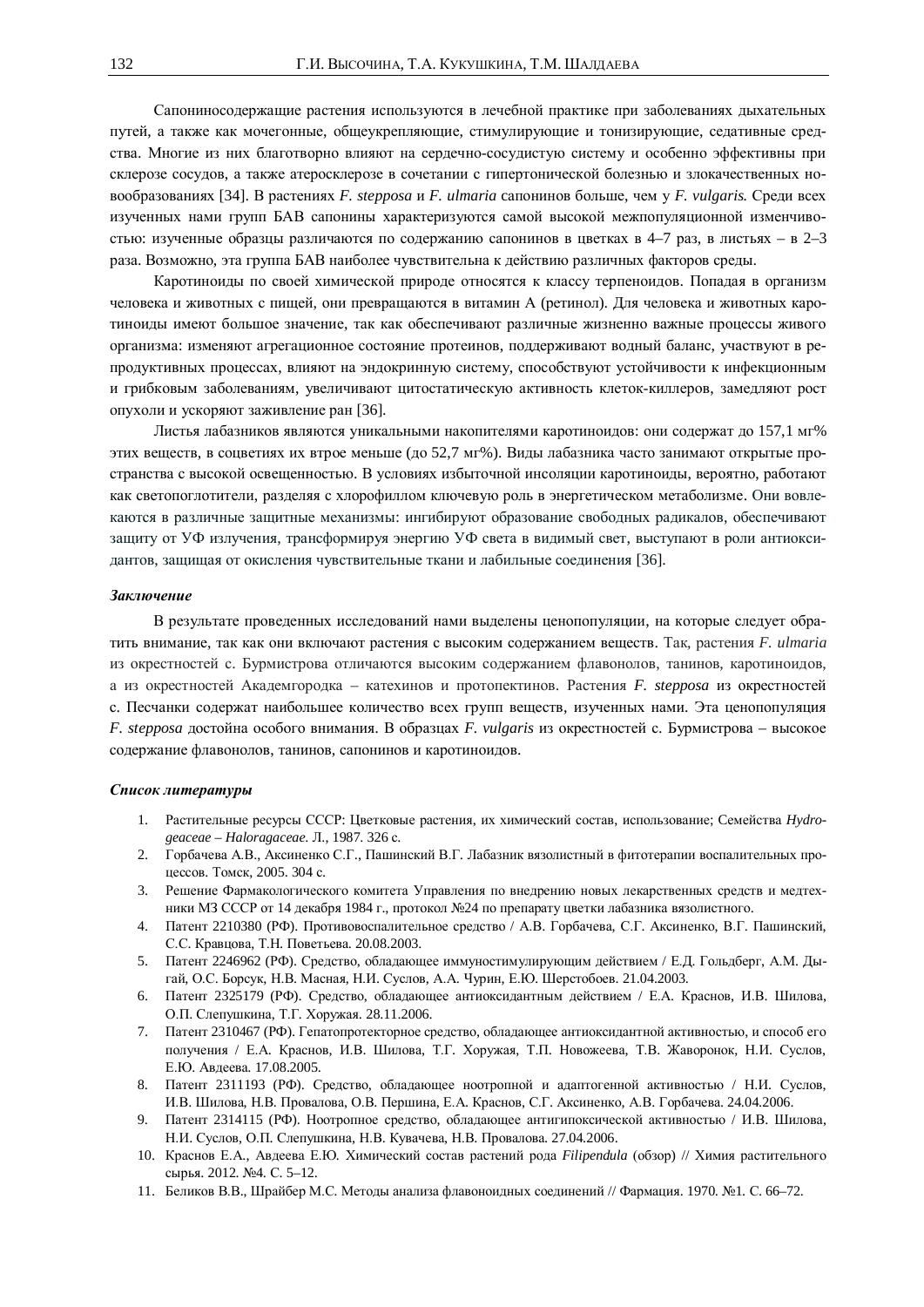Сапониносодержащие растения используются в лечебной практике при заболеваниях дыхательных путей, а также как мочегонные, общеукрепляющие, стимулирующие и тонизирующие, седативные средства. Многие из них благотворно влияют на сердечно-сосудистую систему и особенно эффективны при склерозе сосудов, а также атеросклерозе в сочетании с гипертонической болезнью и злокачественных новообразованиях [34]. В растениях *F. stepposa* и *F. ulmaria* сапонинов больше, чем у *F. vulgaris.* Среди всех изученных нами групп БАВ сапонины характеризуются самой высокой межпопуляционной изменчивостью: изученные образцы различаются по содержанию сапонинов в цветках в 4–7 раз, в листьях – в 2–3 раза. Возможно, эта группа БАВ наиболее чувствительна к действию различных факторов среды.

Каротиноиды по своей химической природе относятся к классу терпеноидов. Попадая в организм человека и животных с пищей, они превращаются в витамин А (ретинол). Для человека и животных каротиноиды имеют большое значение, так как обеспечивают различные жизненно важные процессы живого организма: изменяют агрегационное состояние протеинов, поддерживают водный баланс, участвуют в репродуктивных процессах, влияют на эндокринную систему, способствуют устойчивости к инфекционным и грибковым заболеваниям, увеличивают цитостатическую активность клеток-киллеров, замедляют рост опухоли и ускоряют заживление ран [36].

Листья лабазников являются уникальными накопителями каротиноидов: они содержат до 157,1 мг% этих веществ, в соцветиях их втрое меньше (до 52,7 мг%). Виды лабазника часто занимают открытые пространства с высокой освещенностью. В условиях избыточной инсоляции каротиноиды, вероятно, работают как светопоглотители, разделяя с хлорофиллом ключевую роль в энергетическом метаболизме. Они вовлекаются в различные защитные механизмы: ингибируют образование свободных радикалов, обеспечивают защиту от УФ излучения, трансформируя энергию УФ света в видимый свет, выступают в роли антиоксидантов, защищая от окисления чувствительные ткани и лабильные соединения [36].

## *Заключение*

В результате проведенных исследований нами выделены ценопопуляции, на которые следует обратить внимание, так как они включают растения с высоким содержанием веществ. Так, растения *F. ulmaria* из окрестностей с. Бурмистрова отличаются высоким содержанием флавонолов, танинов, каротиноидов, а из окрестностей Академгородка – катехинов и протопектинов. Растения *F. stepposa* из окрестностей с. Песчанки содержат наибольшее количество всех групп веществ, изученных нами. Эта ценопопуляция *F. stepposa* достойна особого внимания. В образцах *F. vulgaris* из окрестностей с. Бурмистрова – высокое содержание флавонолов, танинов, сапонинов и каротиноидов.

## *Список литературы*

1. Растительные ресурсы СССР: Цветковые растения, их химический состав, использование; Семейства *Hydrogeaceae – Haloragaceae*. Л., 1987. 326 с.
2. Горбачева А.В., Аксиненко С.Г., Пашинский В.Г. Лабазник вязолистный в фитотерапии воспалительных процессов. Томск, 2005. 304 с.
3. Решение Фармакологического комитета Управления по внедрению новых лекарственных средств и медтехники МЗ СССР от 14 декабря 1984 г., протокол №24 по препарату цветки лабазника вязолистного.
4. Патент 2210380 (РФ). Противовоспалительное средство / А.В. Горбачева, С.Г. Аксиненко, В.Г. Пашинский, С.С. Кравцова, Т.Н. Поветьева. 20.08.2003.
5. Патент 2246962 (РФ). Средство, обладающее иммуностимулирующим действием / Е.Д. Гольдберг, А.М. Дыгай, О.С. Борсук, Н.В. Масная, Н.И. Суслов, А.А. Чурин, Е.Ю. Шерстобоев. 21.04.2003.
6. Патент 2325179 (РФ). Средство, обладающее антиоксидантным действием / Е.А. Краснов, И.В. Шилова, О.П. Слепушкина, Т.Г. Хоружая. 28.11.2006.
7. Патент 2310467 (РФ). Гепатопротекторное средство, обладающее антиоксидантной активностью, и способ его получения / Е.А. Краснов, И.В. Шилова, Т.Г. Хоружая, Т.П. Новожеева, Т.В. Жаворонок, Н.И. Суслов, Е.Ю. Авдеева. 17.08.2005.
8. Патент 2311193 (РФ). Средство, обладающее ноотропной и адаптогенной активностью / Н.И. Суслов, И.В. Шилова, Н.В. Провалова, О.В. Першина, Е.А. Краснов, С.Г. Аксиненко, А.В. Горбачева. 24.04.2006.
9. Патент 2314115 (РФ). Ноотропное средство, обладающее антигипоксической активностью / И.В. Шилова, Н.И. Суслов, О.П. Слепушкина, Н.В. Кувачева, Н.В. Провалова. 27.04.2006.
10. Краснов Е.А., Авдеева Е.Ю. Химический состав растений рода *Filipendula* (обзор) // Химия растительного сырья. 2012. №4. С. 5–12.
11. Беликов В.В., Шрайбер М.С. Методы анализа флавоноидных соединений // Фармация. 1970. №1. С. 66–72.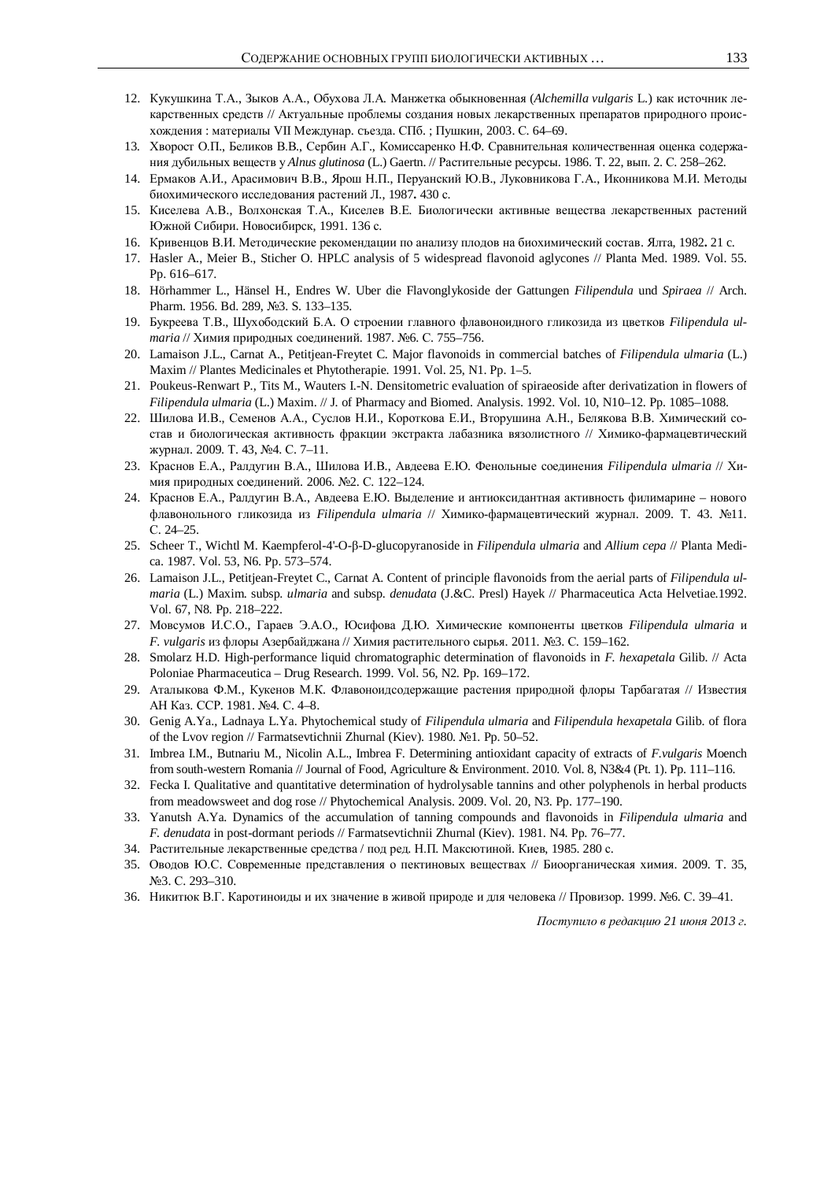12. Кукушкина Т.А., Зыков А.А., Обухова Л.А. Манжетка обыкновенная (*Alchemilla vulgaris* L.) как источник лекарственных средств // Актуальные проблемы создания новых лекарственных препаратов природного происхождения : материалы VII Междунар. съезда. СПб. ; Пушкин, 2003. С. 64–69.
13. Хворост О.П., Беликов В.В., Сербин А.Г., Комиссаренко Н.Ф. Сравнительная количественная оценка содержания дубильных веществ у *Alnus glutinosa* (L.) Gaertn. // Растительные ресурсы. 1986. Т. 22, вып. 2. С. 258–262.
14. Ермаков А.И., Арасимович В.В., Ярош Н.П., Перуанский Ю.В., Луковникова Г.А., Иконникова М.И. Методы биохимического исследования растений Л., 1987**.** 430 с.
15. Киселева А.В., Волхонская Т.А., Киселев В.Е. Биологически активные вещества лекарственных растений Южной Сибири. Новосибирск, 1991. 136 с.
16. Кривенцов В.И. Методические рекомендации по анализу плодов на биохимический состав. Ялта, 1982**.** 21 с.
17. Hasler A., Meier B., Sticher O. HPLC analysis of 5 widespread flavonoid aglycones // Planta Med. 1989. Vol. 55. Pp. 616–617.
18. Hörhammer L., Hänsel H., Endres W. Uber die Flavonglykoside der Gattungen *Filipendula* und *Spiraea* // Arch. Pharm. 1956. Bd. 289, №3. S. 133–135.
19. Букреева Т.В., Шухободский Б.А. О строении главного флавоноидного гликозида из цветков *Filipendula ulmaria* // Химия природных соединений. 1987. №6. С. 755–756.
20. Lamaison J.L., Carnat A., Petitjean-Freytet C. Major flavonoids in commercial batches of *Filipendula ulmaria* (L.) Maxim // Plantes Medicinales et Phytotherapie. 1991. Vol. 25, N1. Pp. 1–5.
21. Poukeus-Renwart P., Tits M., Wauters I.-N. Densitometric evaluation of spiraeoside after derivatization in flowers of *Filipendula ulmaria* (L.) Maxim. // J. of Pharmacy and Biomed. Analysis. 1992. Vol. 10, N10–12. Pp. 1085–1088.
22. Шилова И.В., Семенов А.А., Суслов Н.И., Короткова Е.И., Ворушина А.Н., Белякова В.В. Химический состав и биологическая активность фракции экстракта лабазника вязолистного // Химико-фармацевтический журнал. 2009. Т. 43, №4. С. 7–11.
23. Краснов Е.А., Ралдугин В.А., Шилова И.В., Авдеева Е.Ю. Фенольные соединения *Filipendula ulmaria* // Химия природных соединений. 2006. №2. С. 122–124.
24. Краснов Е.А., Ралдугин В.А., Авдеева Е.Ю. Выделение и антиоксидантная активность филимарине – нового флавонольного гликозида из *Filipendula ulmaria* // Химико-фармацевтический журнал. 2009. Т. 43. №11. С. 24–25.
25. Scheer T., Wichtl M. Kaempferol-4'-O-β-D-glucopyranoside in *Filipendula ulmaria* and *Allium cepa* // Planta Medica. 1987. Vol. 53, N6. Pp. 573–574.
26. Lamaison J.L., Petitjean-Freytet C., Carnat A. Content of principle flavonoids from the aerial parts of *Filipendula ulmaria* (L.) Maxim. subsp. *ulmaria* and subsp. *denudata* (J.&C. Presl) Hayek // Pharmaceutica Acta Helvetiae.1992. Vol. 67, N8. Pp. 218–222.
27. Мовсумов И.С.О., Гараев Э.А.О., Юсифова Д.Ю. Химические компоненты цветков *Filipendula ulmaria* и *F. vulgaris* из флоры Азербайджана // Химия растительного сырья. 2011. №3. С. 159–162.
28. Smolarz H.D. High-performance liquid chromatographic determination of flavonoids in *F. hexapetala* Gilib. // Acta Poloniae Pharmaceutica – Drug Research. 1999. Vol. 56, N2. Pp. 169–172.
29. Аталыкова Ф.М., Кукенов М.К. Флавоноидсодержащие растения природной флоры Тарбагатая // Известия АН Каз. ССР. 1981. №4. С. 4–8.
30. Genig A.Ya., Ladnaya L.Ya. Phytochemical study of *Filipendula ulmaria* and *Filipendula hexapetala* Gilib. of flora of the Lvov region // Farmatsevtichnii Zhurnal (Kiev). 1980. №1. Pp. 50–52.
31. Imbrea I.M., Butnariu M., Nicolin A.L., Imbrea F. Determining antioxidant capacity of extracts of *F.vulgaris* Moench from south-western Romania // Journal of Food, Agriculture & Environment. 2010. Vol. 8, N3&4 (Pt. 1). Pp. 111–116.
32. Fecka I. Qualitative and quantitative determination of hydrolysable tannins and other polyphenols in herbal products from meadowsweet and dog rose // Phytochemical Analysis. 2009. Vol. 20, N3. Pp. 177–190.
33. Yanutsh A.Ya. Dynamics of the accumulation of tanning compounds and flavonoids in *Filipendula ulmaria* and *F. denudata* in post-dormant periods // Farmatsevtichnii Zhurnal (Kiev). 1981. N4. Pp. 76–77.
34. Растительные лекарственные средства / под ред. Н.П. Максютиной. Киев, 1985. 280 с.
35. Оводов Ю.С. Современные представления о пектиновых веществах // Биоорганическая химия. 2009. Т. 35, №3. С. 293–310.
36. Никитюк В.Г. Каротиноиды и их значение в живой природе и для человека // Провизор. 1999. №6. С. 39–41.

*Поступило в редакцию 21 июня 2013 г.*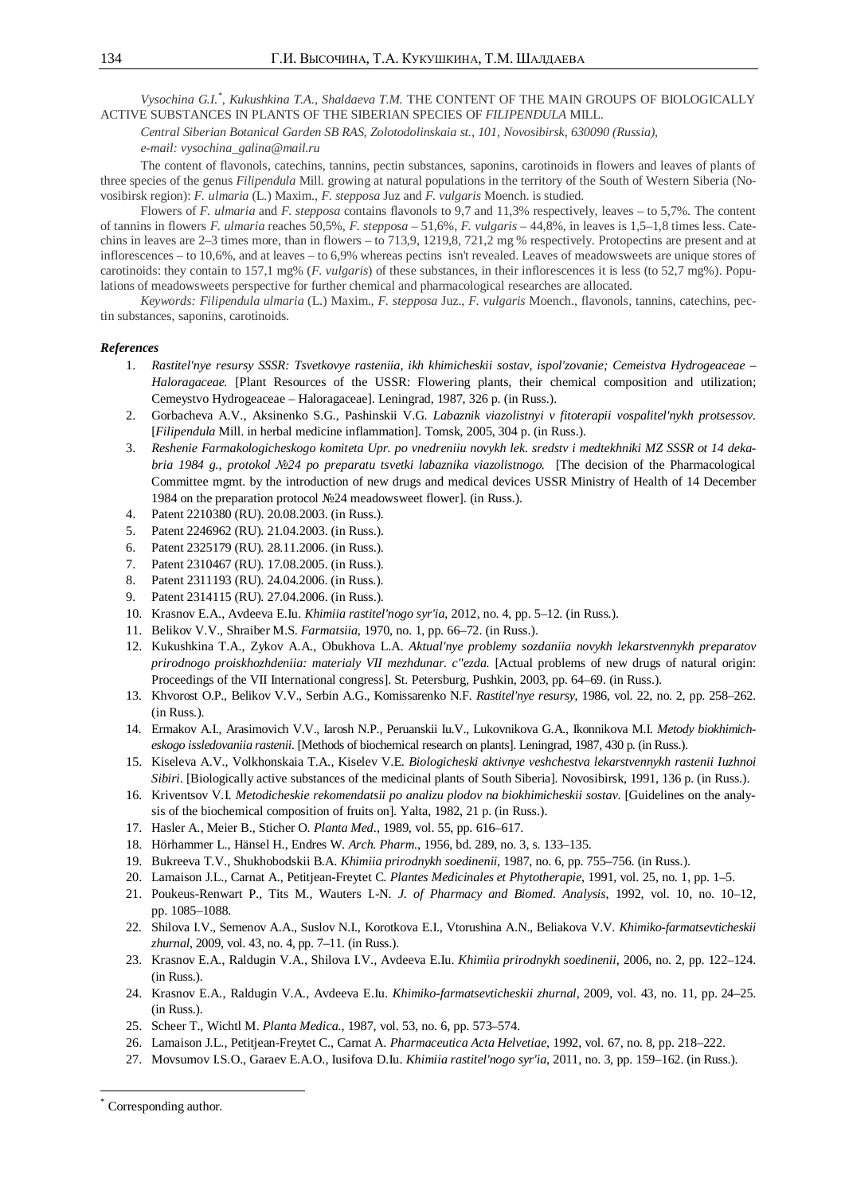*Vysochina G.I.*[*], *Kukushkina T.A., Shaldaeva T.M.* THE CONTENT OF THE MAIN GROUPS OF BIOLOGICALLY ACTIVE SUBSTANCES IN PLANTS OF THE SIBERIAN SPECIES OF *FILIPENDULA* MILL.

*Central Siberian Botanical Garden SB RAS, Zolotodolinskaia st., 101, Novosibirsk, 630090 (Russia), e-mail: vysochina_galina@mail.ru*

The content of flavonols, catechins, tannins, pectin substances, saponins, carotinoids in flowers and leaves of plants of three species of the genus *Filipendula* Mill. growing at natural populations in the territory of the South of Western Siberia (Novosibirsk region): *F. ulmaria* (L.) Maxim., *F. stepposa* Juz and *F. vulgaris* Moench. is studied.

Flowers of *F. ulmaria* and *F. stepposa* contains flavonols to 9,7 and 11,3% respectively, leaves – to 5,7%. The content of tannins in flowers *F. ulmaria* reaches 50,5%, *F. stepposa* – 51,6%, *F. vulgaris* – 44,8%, in leaves is 1,5–1,8 times less. Catechins in leaves are 2–3 times more, than in flowers – to 713,9, 1219,8, 721,2 mg % respectively. Protopectins are present and at inflorescences – to 10,6%, and at leaves – to 6,9% whereas pectins isn't revealed. Leaves of meadowsweets are unique stores of carotinoids: they contain to 157,1 mg% (*F. vulgaris*) of these substances, in their inflorescences it is less (to 52,7 mg%). Populations of meadowsweets perspective for further chemical and pharmacological researches are allocated.

*Keywords: Filipendula ulmaria* (L.) Maxim., *F. stepposa* Juz., *F. vulgaris* Moench., flavonols, tannins, catechins, pectin substances, saponins, carotinoids.

### *References*

1. *Rastitel'nye resursy SSSR: Tsvetkovye rasteniia, ikh khimicheskii sostav, ispol'zovanie; Cemeistva Hydrogeaceae – Haloragaceae.* [Plant Resources of the USSR: Flowering plants, their chemical composition and utilization; Cemeystvo Hydrogeaceae – Haloragaceae]. Leningrad, 1987, 326 p. (in Russ.).
2. Gorbacheva A.V., Aksinenko S.G., Pashinskii V.G. *Labaznik viazolistnyi v fitoterapii vospalitel'nykh protsessov.* [*Filipendula* Mill. in herbal medicine inflammation]. Tomsk, 2005, 304 p. (in Russ.).
3. *Reshenie Farmakologicheskogo komiteta Upr. po vnedreniiu novykh lek. sredstv i medtekhniki MZ SSSR ot 14 dekabria 1984 g., protokol №24 po preparatu tsvetki labaznika viazolistnogo.* [The decision of the Pharmacological Committee mgmt. by the introduction of new drugs and medical devices USSR Ministry of Health of 14 December 1984 on the preparation protocol №24 meadowsweet flower]. (in Russ.).
4. Patent 2210380 (RU). 20.08.2003. (in Russ.).
5. Patent 2246962 (RU). 21.04.2003. (in Russ.).
6. Patent 2325179 (RU). 28.11.2006. (in Russ.).
7. Patent 2310467 (RU). 17.08.2005. (in Russ.).
8. Patent 2311193 (RU). 24.04.2006. (in Russ.).
9. Patent 2314115 (RU). 27.04.2006. (in Russ.).
10. Krasnov E.A., Avdeeva E.Iu. *Khimiia rastitel'nogo syr'ia*, 2012, no. 4, pp. 5–12. (in Russ.).
11. Belikov V.V., Shraiber M.S. *Farmatsiia*, 1970, no. 1, pp. 66–72. (in Russ.).
12. Kukushkina T.A., Zykov A.A., Obukhova L.A. *Aktual'nye problemy sozdaniia novykh lekarstvennykh preparatov prirodnogo proiskhozhdeniia: materialy VII mezhdunar. c"ezda.* [Actual problems of new drugs of natural origin: Proceedings of the VII International congress]. St. Petersburg, Pushkin, 2003, pp. 64–69. (in Russ.).
13. Khvorost O.P., Belikov V.V., Serbin A.G., Komissarenko N.F. *Rastitel'nye resursy*, 1986, vol. 22, no. 2, pp. 258–262. (in Russ.).
14. Ermakov A.I., Arasimovich V.V., Iarosh N.P., Peruanskii Iu.V., Lukovnikova G.A., Ikonnikova M.I. *Metody biokhimicheskogo issledovaniia rastenii*. [Methods of biochemical research on plants]. Leningrad, 1987, 430 p. (in Russ.).
15. Kiseleva A.V., Volkhonskaia T.A., Kiselev V.E. *Biologicheski aktivnye veshchestva lekarstvennykh rastenii Iuzhnoi Sibiri*. [Biologically active substances of the medicinal plants of South Siberia]. Novosibirsk, 1991, 136 p. (in Russ.).
16. Kriventsov V.I. *Metodicheskie rekomendatsii po analizu plodov na biokhimicheskii sostav*. [Guidelines on the analysis of the biochemical composition of fruits on]. Yalta, 1982, 21 p. (in Russ.).
17. Hasler A., Meier B., Sticher O. *Planta Med*., 1989, vol. 55, pp. 616–617.
18. Hörhammer L., Hänsel H., Endres W. *Arch. Pharm.*, 1956, bd. 289, no. 3, s. 133–135.
19. Bukreeva T.V., Shukhobodskii B.A. *Khimiia prirodnykh soedinenii*, 1987, no. 6, pp. 755–756. (in Russ.).
20. Lamaison J.L., Carnat A., Petitjean-Freytet C. *Plantes Medicinales et Phytotherapie*, 1991, vol. 25, no. 1, pp. 1–5.
21. Poukeus-Renwart P., Tits M., Wauters I.-N. *J. of Pharmacy and Biomed. Analysis*, 1992, vol. 10, no. 10–12, pp. 1085–1088.
22. Shilova I.V., Semenov A.A., Suslov N.I., Korotkova E.I., Vtorushina A.N., Beliakova V.V. *Khimiko-farmatsevticheskii zhurnal*, 2009, vol. 43, no. 4, pp. 7–11. (in Russ.).
23. Krasnov E.A., Raldugin V.A., Shilova I.V., Avdeeva E.Iu. *Khimiia prirodnykh soedinenii*, 2006, no. 2, pp. 122–124. (in Russ.).
24. Krasnov E.A., Raldugin V.A., Avdeeva E.Iu. *Khimiko-farmatsevticheskii zhurnal*, 2009, vol. 43, no. 11, pp. 24–25. (in Russ.).
25. Scheer T., Wichtl M. *Planta Medica.*, 1987, vol. 53, no. 6, pp. 573–574.
26. Lamaison J.L., Petitjean-Freytet C., Carnat A. *Pharmaceutica Acta Helvetiae*, 1992, vol. 67, no. 8, pp. 218–222.
27. Movsumov I.S.O., Garaev E.A.O., Iusifova D.Iu. *Khimiia rastitel'nogo syr'ia*, 2011, no. 3, pp. 159–162. (in Russ.).

---

[*] Corresponding author.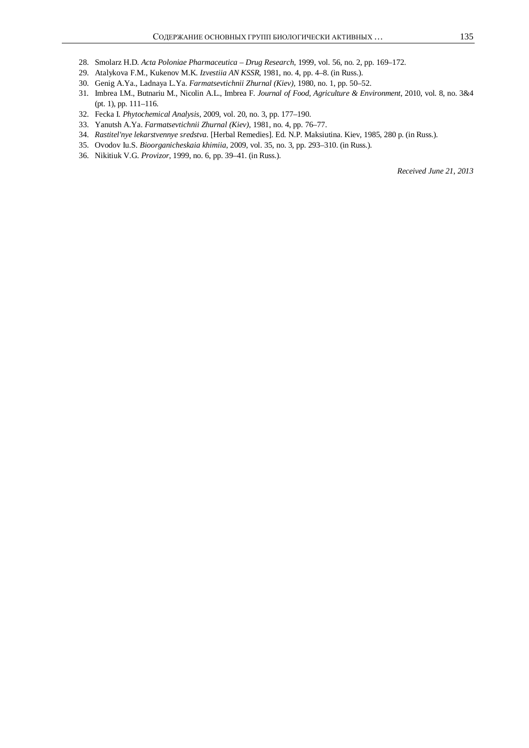28. Smolarz H.D. *Acta Poloniae Pharmaceutica – Drug Research,* 1999, vol. 56, no. 2, pp. 169–172.
29. Atalykova F.M., Kukenov M.K. *Izvestiia AN KSSR*, 1981, no. 4, pp. 4–8. (in Russ.).
30. Genig A.Ya., Ladnaya L.Ya. *Farmatsevtichnii Zhurnal (Kiev)*, 1980, no. 1, pp. 50–52.
31. Imbrea I.M., Butnariu M., Nicolin A.L., Imbrea F. *Journal of Food, Agriculture & Environment*, 2010, vol. 8, no. 3&4 (pt. 1), pp. 111–116.
32. Fecka I. *Phytochemical Analysis*, 2009, vol. 20, no. 3, pp. 177–190.
33. Yanutsh A.Ya. *Farmatsevtichnii Zhurnal (Kiev)*, 1981, no. 4, pp. 76–77.
34. *Rastitel'nye lekarstvennye sredstva*. [Herbal Remedies]. Ed. N.P. Maksiutina. Kiev, 1985, 280 p. (in Russ.).
35. Ovodov Iu.S. *Bioorganicheskaia khimiia*, 2009, vol. 35, no. 3, pp. 293–310. (in Russ.).
36. Nikitiuk V.G. *Provizor*, 1999, no. 6, pp. 39–41. (in Russ.).

*Received June 21, 2013*